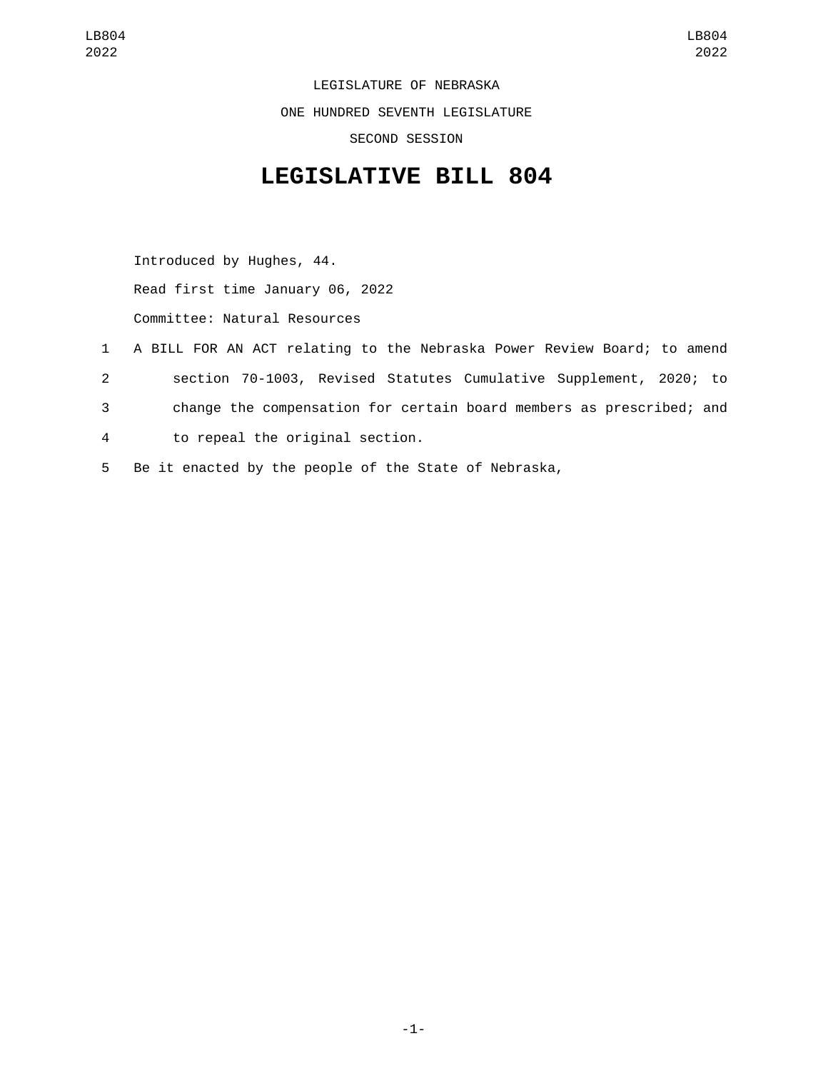LEGISLATURE OF NEBRASKA

ONE HUNDRED SEVENTH LEGISLATURE

SECOND SESSION

# LEGISLATIVE BILL 804

Introduced by Hughes, 44.

Read first time January 06, 2022

Committee: Natural Resources

1 A BILL FOR AN ACT relating to the Nebraska Power Review Board; to amend
2 section 70-1003, Revised Statutes Cumulative Supplement, 2020; to
3 change the compensation for certain board members as prescribed; and
4 to repeal the original section.
5 Be it enacted by the people of the State of Nebraska,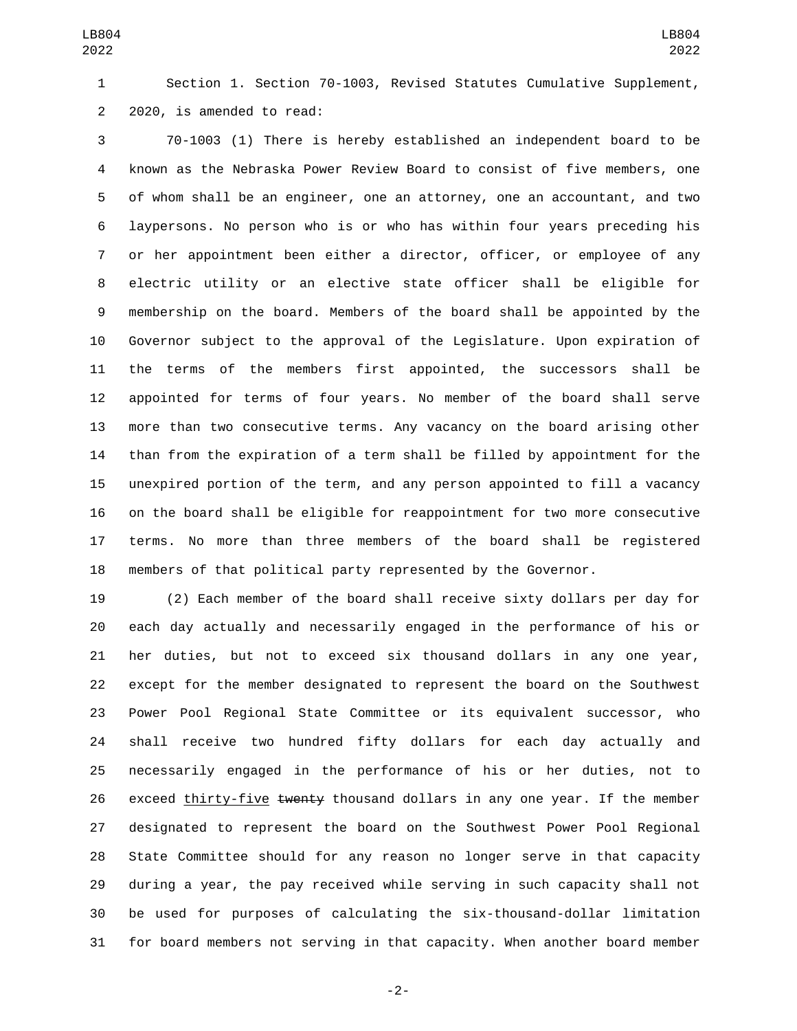Section 1. Section 70-1003, Revised Statutes Cumulative Supplement, 2020, is amended to read:

70-1003 (1) There is hereby established an independent board to be known as the Nebraska Power Review Board to consist of five members, one of whom shall be an engineer, one an attorney, one an accountant, and two laypersons. No person who is or who has within four years preceding his or her appointment been either a director, officer, or employee of any electric utility or an elective state officer shall be eligible for membership on the board. Members of the board shall be appointed by the Governor subject to the approval of the Legislature. Upon expiration of the terms of the members first appointed, the successors shall be appointed for terms of four years. No member of the board shall serve more than two consecutive terms. Any vacancy on the board arising other than from the expiration of a term shall be filled by appointment for the unexpired portion of the term, and any person appointed to fill a vacancy on the board shall be eligible for reappointment for two more consecutive terms. No more than three members of the board shall be registered members of that political party represented by the Governor.

(2) Each member of the board shall receive sixty dollars per day for each day actually and necessarily engaged in the performance of his or her duties, but not to exceed six thousand dollars in any one year, except for the member designated to represent the board on the Southwest Power Pool Regional State Committee or its equivalent successor, who shall receive two hundred fifty dollars for each day actually and necessarily engaged in the performance of his or her duties, not to exceed thirty-five ~~twenty~~ thousand dollars in any one year. If the member designated to represent the board on the Southwest Power Pool Regional State Committee should for any reason no longer serve in that capacity during a year, the pay received while serving in such capacity shall not be used for purposes of calculating the six-thousand-dollar limitation for board members not serving in that capacity. When another board member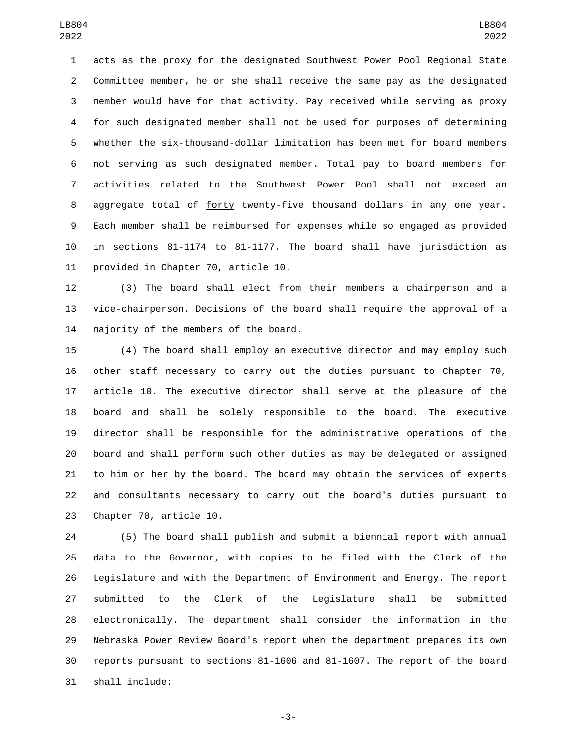acts as the proxy for the designated Southwest Power Pool Regional State Committee member, he or she shall receive the same pay as the designated member would have for that activity. Pay received while serving as proxy for such designated member shall not be used for purposes of determining whether the six-thousand-dollar limitation has been met for board members not serving as such designated member. Total pay to board members for activities related to the Southwest Power Pool shall not exceed an aggregate total of <u>forty</u> ~~twenty-five~~ thousand dollars in any one year. Each member shall be reimbursed for expenses while so engaged as provided in sections 81-1174 to 81-1177. The board shall have jurisdiction as provided in Chapter 70, article 10.

(3) The board shall elect from their members a chairperson and a vice-chairperson. Decisions of the board shall require the approval of a majority of the members of the board.

(4) The board shall employ an executive director and may employ such other staff necessary to carry out the duties pursuant to Chapter 70, article 10. The executive director shall serve at the pleasure of the board and shall be solely responsible to the board. The executive director shall be responsible for the administrative operations of the board and shall perform such other duties as may be delegated or assigned to him or her by the board. The board may obtain the services of experts and consultants necessary to carry out the board's duties pursuant to Chapter 70, article 10.

(5) The board shall publish and submit a biennial report with annual data to the Governor, with copies to be filed with the Clerk of the Legislature and with the Department of Environment and Energy. The report submitted to the Clerk of the Legislature shall be submitted electronically. The department shall consider the information in the Nebraska Power Review Board's report when the department prepares its own reports pursuant to sections 81-1606 and 81-1607. The report of the board shall include: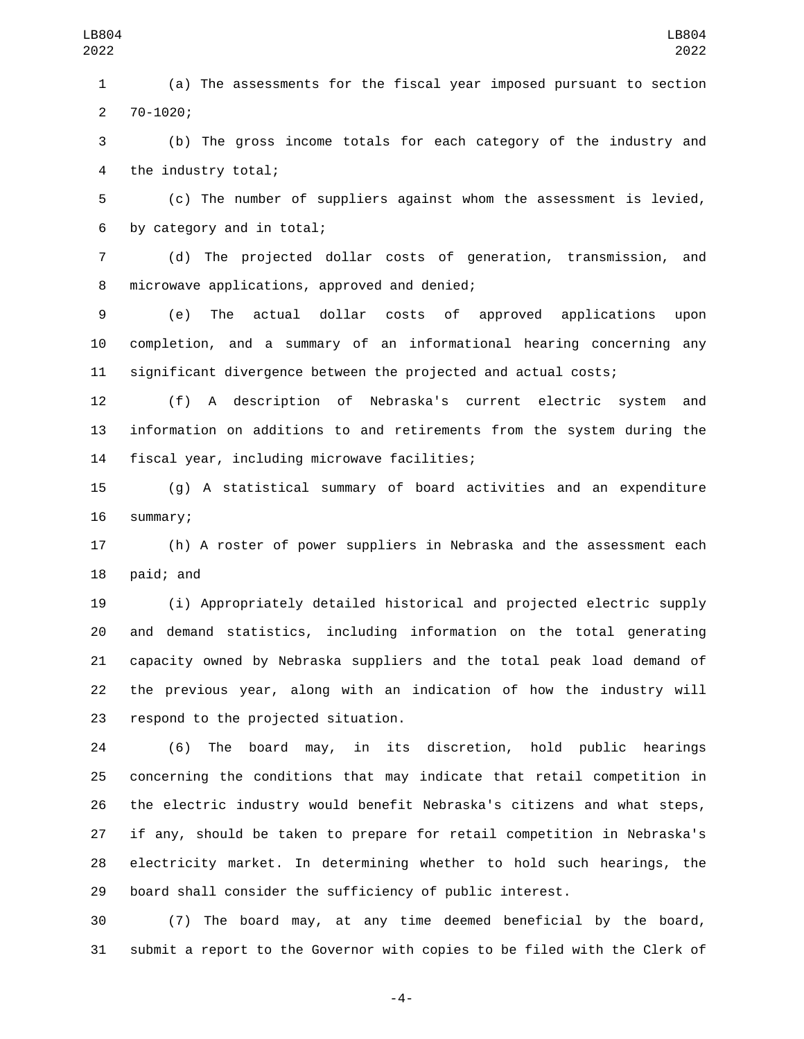(a) The assessments for the fiscal year imposed pursuant to section 70-1020;

(b) The gross income totals for each category of the industry and the industry total;

(c) The number of suppliers against whom the assessment is levied, by category and in total;

(d) The projected dollar costs of generation, transmission, and microwave applications, approved and denied;

(e) The actual dollar costs of approved applications upon completion, and a summary of an informational hearing concerning any significant divergence between the projected and actual costs;

(f) A description of Nebraska's current electric system and information on additions to and retirements from the system during the fiscal year, including microwave facilities;

(g) A statistical summary of board activities and an expenditure summary;

(h) A roster of power suppliers in Nebraska and the assessment each paid; and

(i) Appropriately detailed historical and projected electric supply and demand statistics, including information on the total generating capacity owned by Nebraska suppliers and the total peak load demand of the previous year, along with an indication of how the industry will respond to the projected situation.

(6) The board may, in its discretion, hold public hearings concerning the conditions that may indicate that retail competition in the electric industry would benefit Nebraska's citizens and what steps, if any, should be taken to prepare for retail competition in Nebraska's electricity market. In determining whether to hold such hearings, the board shall consider the sufficiency of public interest.

(7) The board may, at any time deemed beneficial by the board, submit a report to the Governor with copies to be filed with the Clerk of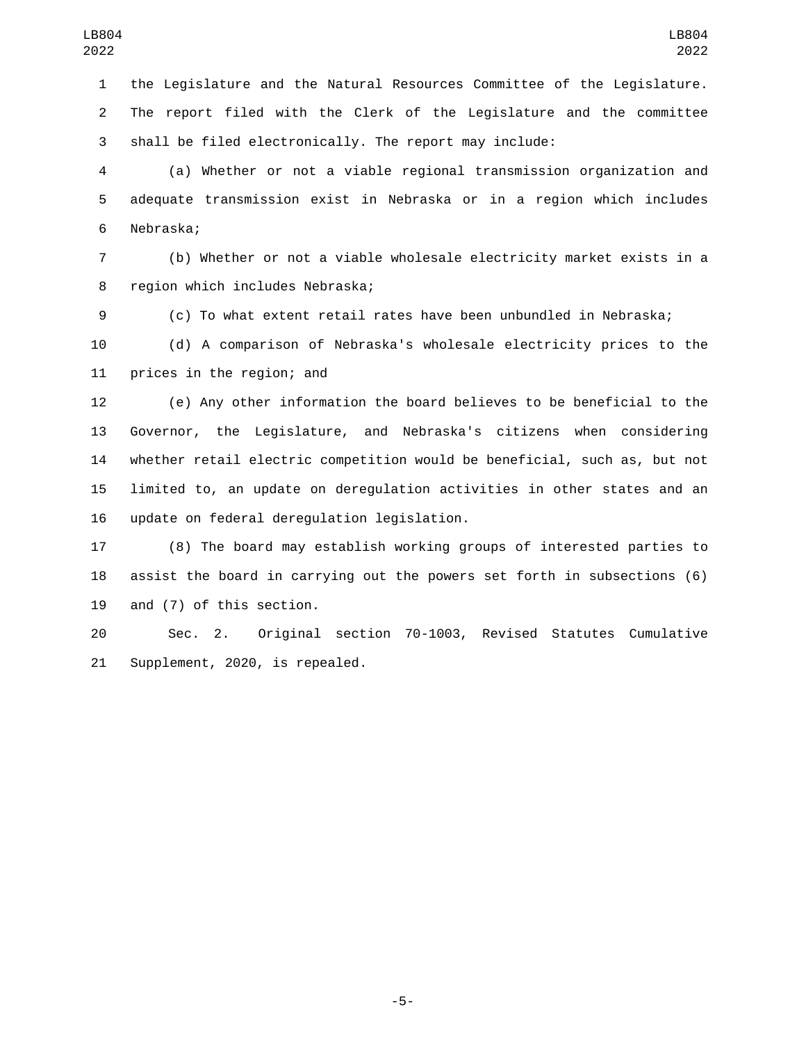the Legislature and the Natural Resources Committee of the Legislature. The report filed with the Clerk of the Legislature and the committee shall be filed electronically. The report may include:

(a) Whether or not a viable regional transmission organization and adequate transmission exist in Nebraska or in a region which includes Nebraska;

(b) Whether or not a viable wholesale electricity market exists in a region which includes Nebraska;

(c) To what extent retail rates have been unbundled in Nebraska;

(d) A comparison of Nebraska's wholesale electricity prices to the prices in the region; and

(e) Any other information the board believes to be beneficial to the Governor, the Legislature, and Nebraska's citizens when considering whether retail electric competition would be beneficial, such as, but not limited to, an update on deregulation activities in other states and an update on federal deregulation legislation.

(8) The board may establish working groups of interested parties to assist the board in carrying out the powers set forth in subsections (6) and (7) of this section.

Sec. 2. Original section 70-1003, Revised Statutes Cumulative Supplement, 2020, is repealed.